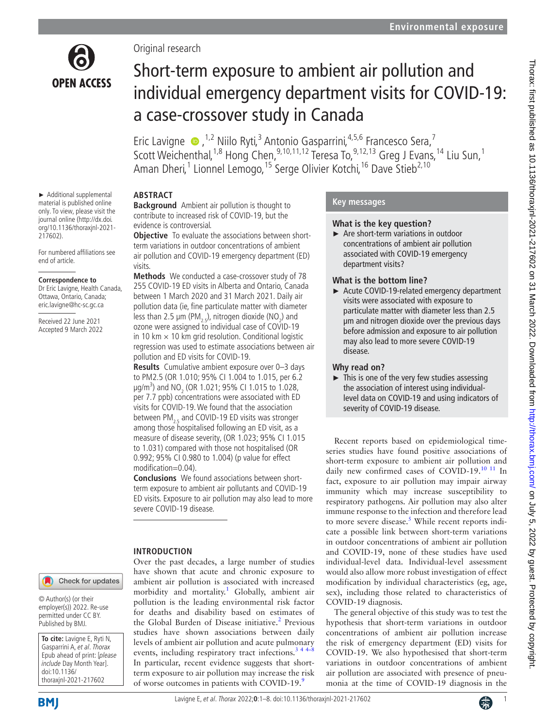Original research

# Short-term exposure to ambient air pollution and individual emergency department visits for COVID-19: a case-crossover study in Canada

Eric Lavigne,[1,2] Niilo Ryti,[3] Antonio Gasparrini,[4,5,6] Francesco Sera,[7] Scott Weichenthal,[1,8] Hong Chen,[9,10,11,12] Teresa To,[9,12,13] Greg J Evans,[14] Liu Sun,[1] Aman Dheri,[1] Lionnel Lemogo,[15] Serge Olivier Kotchi,[16] Dave Stieb[2,10]

► Additional supplemental material is published online only. To view, please visit the journal online (http://dx.doi.org/10.1136/thoraxjnl-2021-217602).

For numbered affiliations see end of article.

**Correspondence to**
Dr Eric Lavigne, Health Canada, Ottawa, Ontario, Canada; eric.lavigne@hc-sc.gc.ca

Received 22 June 2021
Accepted 9 March 2022

© Author(s) (or their employer(s)) 2022. Re-use permitted under CC BY. Published by BMJ.

**To cite:** Lavigne E, Ryti N, Gasparrini A, *et al*. *Thorax* Epub ahead of print: [*please include* Day Month Year]. doi:10.1136/thoraxjnl-2021-217602

## ABSTRACT

**Background** Ambient air pollution is thought to contribute to increased risk of COVID-19, but the evidence is controversial.

**Objective** To evaluate the associations between short-term variations in outdoor concentrations of ambient air pollution and COVID-19 emergency department (ED) visits.

**Methods** We conducted a case-crossover study of 78 255 COVID-19 ED visits in Alberta and Ontario, Canada between 1 March 2020 and 31 March 2021. Daily air pollution data (ie, fine particulate matter with diameter less than 2.5 µm ($PM_{2.5}$), nitrogen dioxide ($NO_2$) and ozone were assigned to individual case of COVID-19 in 10 km × 10 km grid resolution. Conditional logistic regression was used to estimate associations between air pollution and ED visits for COVID-19.

**Results** Cumulative ambient exposure over 0–3 days to PM2.5 (OR 1.010; 95% CI 1.004 to 1.015, per 6.2 µg/m$^3$) and $NO_2$ (OR 1.021; 95% CI 1.015 to 1.028, per 7.7 ppb) concentrations were associated with ED visits for COVID-19. We found that the association between $PM_{2.5}$ and COVID-19 ED visits was stronger among those hospitalised following an ED visit, as a measure of disease severity, (OR 1.023; 95% CI 1.015 to 1.031) compared with those not hospitalised (OR 0.992; 95% CI 0.980 to 1.004) (p value for effect modification=0.04).

**Conclusions** We found associations between short-term exposure to ambient air pollutants and COVID-19 ED visits. Exposure to air pollution may also lead to more severe COVID-19 disease.

## Key messages

### What is the key question?

► Are short-term variations in outdoor concentrations of ambient air pollution associated with COVID-19 emergency department visits?

### What is the bottom line?

► Acute COVID-19-related emergency department visits were associated with exposure to particulate matter with diameter less than 2.5 µm and nitrogen dioxide over the previous days before admission and exposure to air pollution may also lead to more severe COVID-19 disease.

### Why read on?

► This is one of the very few studies assessing the association of interest using individual-level data on COVID-19 and using indicators of severity of COVID-19 disease.

## INTRODUCTION

Over the past decades, a large number of studies have shown that acute and chronic exposure to ambient air pollution is associated with increased morbidity and mortality.[1] Globally, ambient air pollution is the leading environmental risk factor for deaths and disability based on estimates of the Global Burden of Disease initiative.[2] Previous studies have shown associations between daily levels of ambient air pollution and acute pulmonary events, including respiratory tract infections.[3 4–8] In particular, recent evidence suggests that short-term exposure to air pollution may increase the risk of worse outcomes in patients with COVID-19.[9]

Recent reports based on epidemiological time-series studies have found positive associations of short-term exposure to ambient air pollution and daily new confirmed cases of COVID-19.[10 11] In fact, exposure to air pollution may impair airway immunity which may increase susceptibility to respiratory pathogens. Air pollution may also alter immune response to the infection and therefore lead to more severe disease.[5] While recent reports indicate a possible link between short-term variations in outdoor concentrations of ambient air pollution and COVID-19, none of these studies have used individual-level data. Individual-level assessment would also allow more robust investigation of effect modification by individual characteristics (eg, age, sex), including those related to characteristics of COVID-19 diagnosis.

The general objective of this study was to test the hypothesis that short-term variations in outdoor concentrations of ambient air pollution increase the risk of emergency department (ED) visits for COVID-19. We also hypothesised that short-term variations in outdoor concentrations of ambient air pollution are associated with presence of pneumonia at the time of COVID-19 diagnosis in the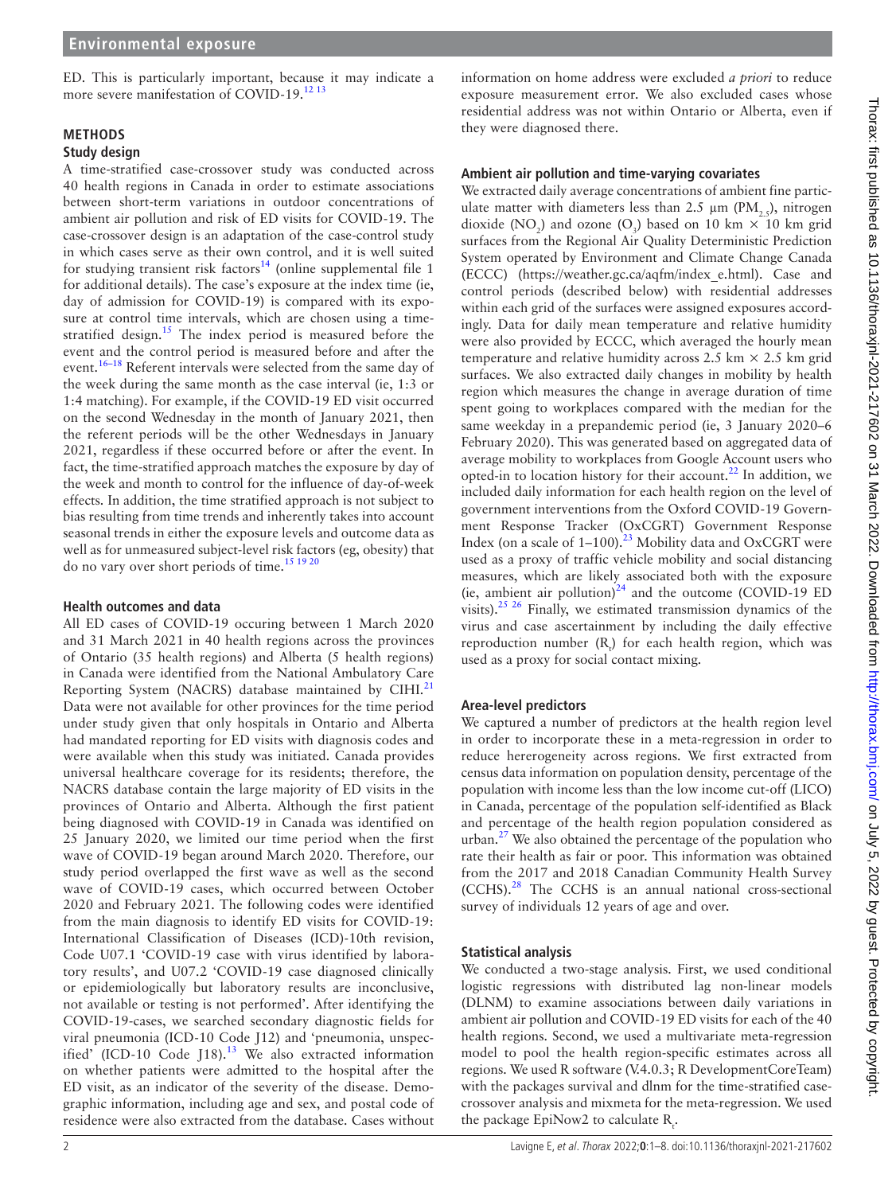ED. This is particularly important, because it may indicate a more severe manifestation of COVID-19.[12 13]

## METHODS

### Study design

A time-stratified case-crossover study was conducted across 40 health regions in Canada in order to estimate associations between short-term variations in outdoor concentrations of ambient air pollution and risk of ED visits for COVID-19. The case-crossover design is an adaptation of the case-control study in which cases serve as their own control, and it is well suited for studying transient risk factors[14] (online supplemental file 1 for additional details). The case's exposure at the index time (ie, day of admission for COVID-19) is compared with its exposure at control time intervals, which are chosen using a time-stratified design.[15] The index period is measured before the event and the control period is measured before and after the event.[16–18] Referent intervals were selected from the same day of the week during the same month as the case interval (ie, 1:3 or 1:4 matching). For example, if the COVID-19 ED visit occurred on the second Wednesday in the month of January 2021, then the referent periods will be the other Wednesdays in January 2021, regardless if these occurred before or after the event. In fact, the time-stratified approach matches the exposure by day of the week and month to control for the influence of day-of-week effects. In addition, the time stratified approach is not subject to bias resulting from time trends and inherently takes into account seasonal trends in either the exposure levels and outcome data as well as for unmeasured subject-level risk factors (eg, obesity) that do no vary over short periods of time.[15 19 20]

### Health outcomes and data

All ED cases of COVID-19 occuring between 1 March 2020 and 31 March 2021 in 40 health regions across the provinces of Ontario (35 health regions) and Alberta (5 health regions) in Canada were identified from the National Ambulatory Care Reporting System (NACRS) database maintained by CIHI.[21] Data were not available for other provinces for the time period under study given that only hospitals in Ontario and Alberta had mandated reporting for ED visits with diagnosis codes and were available when this study was initiated. Canada provides universal healthcare coverage for its residents; therefore, the NACRS database contain the large majority of ED visits in the provinces of Ontario and Alberta. Although the first patient being diagnosed with COVID-19 in Canada was identified on 25 January 2020, we limited our time period when the first wave of COVID-19 began around March 2020. Therefore, our study period overlapped the first wave as well as the second wave of COVID-19 cases, which occurred between October 2020 and February 2021. The following codes were identified from the main diagnosis to identify ED visits for COVID-19: International Classification of Diseases (ICD)-10th revision, Code U07.1 'COVID-19 case with virus identified by laboratory results', and U07.2 'COVID-19 case diagnosed clinically or epidemiologically but laboratory results are inconclusive, not available or testing is not performed'. After identifying the COVID-19-cases, we searched secondary diagnostic fields for viral pneumonia (ICD-10 Code J12) and 'pneumonia, unspecified' (ICD-10 Code J18).[13] We also extracted information on whether patients were admitted to the hospital after the ED visit, as an indicator of the severity of the disease. Demographic information, including age and sex, and postal code of residence were also extracted from the database. Cases without information on home address were excluded *a priori* to reduce exposure measurement error. We also excluded cases whose residential address was not within Ontario or Alberta, even if they were diagnosed there.

### Ambient air pollution and time-varying covariates

We extracted daily average concentrations of ambient fine particulate matter with diameters less than 2.5 µm ($PM_{2.5}$), nitrogen dioxide ($NO_2$) and ozone ($O_3$) based on 10 km × 10 km grid surfaces from the Regional Air Quality Deterministic Prediction System operated by Environment and Climate Change Canada (ECCC) (https://weather.gc.ca/aqfm/index_e.html). Case and control periods (described below) with residential addresses within each grid of the surfaces were assigned exposures accordingly. Data for daily mean temperature and relative humidity were also provided by ECCC, which averaged the hourly mean temperature and relative humidity across 2.5 km × 2.5 km grid surfaces. We also extracted daily changes in mobility by health region which measures the change in average duration of time spent going to workplaces compared with the median for the same weekday in a prepandemic period (ie, 3 January 2020–6 February 2020). This was generated based on aggregated data of average mobility to workplaces from Google Account users who opted-in to location history for their account.[22] In addition, we included daily information for each health region on the level of government interventions from the Oxford COVID-19 Government Response Tracker (OxCGRT) Government Response Index (on a scale of 1–100).[23] Mobility data and OxCGRT were used as a proxy of traffic vehicle mobility and social distancing measures, which are likely associated both with the exposure (ie, ambient air pollution)[24] and the outcome (COVID-19 ED visits).[25 26] Finally, we estimated transmission dynamics of the virus and case ascertainment by including the daily effective reproduction number ($R_t$) for each health region, which was used as a proxy for social contact mixing.

### Area-level predictors

We captured a number of predictors at the health region level in order to incorporate these in a meta-regression in order to reduce hererogeneity across regions. We first extracted from census data information on population density, percentage of the population with income less than the low income cut-off (LICO) in Canada, percentage of the population self-identified as Black and percentage of the health region population considered as urban.[27] We also obtained the percentage of the population who rate their health as fair or poor. This information was obtained from the 2017 and 2018 Canadian Community Health Survey (CCHS).[28] The CCHS is an annual national cross-sectional survey of individuals 12 years of age and over.

### Statistical analysis

We conducted a two-stage analysis. First, we used conditional logistic regressions with distributed lag non-linear models (DLNM) to examine associations between daily variations in ambient air pollution and COVID-19 ED visits for each of the 40 health regions. Second, we used a multivariate meta-regression model to pool the health region-specific estimates across all regions. We used R software (V.4.0.3; R DevelopmentCoreTeam) with the packages survival and dlnm for the time-stratified case-crossover analysis and mixmeta for the meta-regression. We used the package EpiNow2 to calculate $R_t$.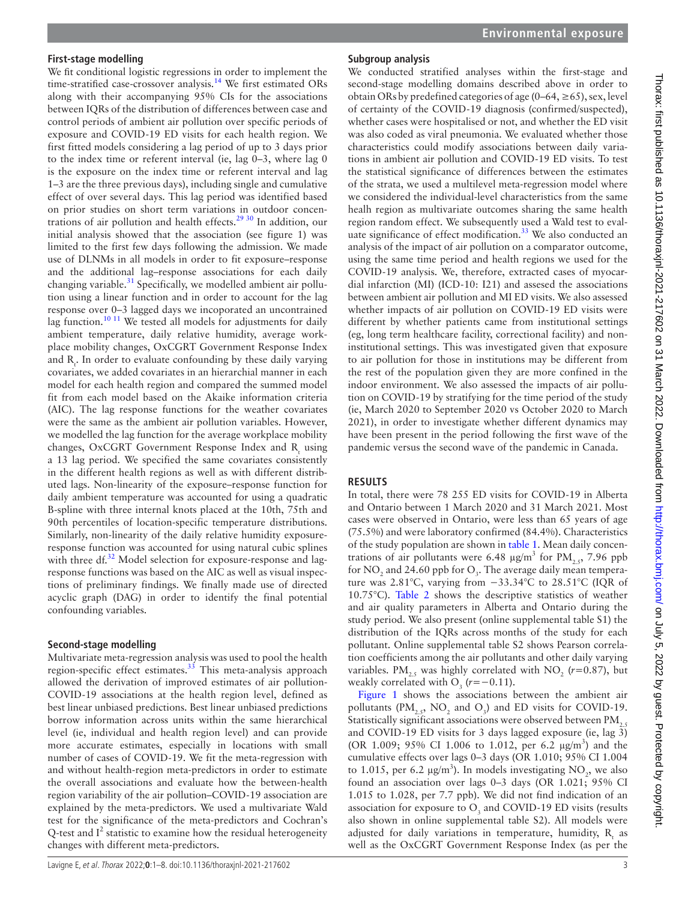### First-stage modelling

We fit conditional logistic regressions in order to implement the time-stratified case-crossover analysis.[14] We first estimated ORs along with their accompanying 95% CIs for the associations between IQRs of the distribution of differences between case and control periods of ambient air pollution over specific periods of exposure and COVID-19 ED visits for each health region. We first fitted models considering a lag period of up to 3 days prior to the index time or referent interval (ie, lag 0–3, where lag 0 is the exposure on the index time or referent interval and lag 1–3 are the three previous days), including single and cumulative effect of over several days. This lag period was identified based on prior studies on short term variations in outdoor concentrations of air pollution and health effects.[29 30] In addition, our initial analysis showed that the association (see figure 1) was limited to the first few days following the admission. We made use of DLNMs in all models in order to fit exposure–response and the additional lag–response associations for each daily changing variable.[31] Specifically, we modelled ambient air pollution using a linear function and in order to account for the lag response over 0–3 lagged days we incoporated an uncontrained lag function.[10 11] We tested all models for adjustments for daily ambient temperature, daily relative humidity, average workplace mobility changes, OxCGRT Government Response Index and $R_t$. In order to evaluate confounding by these daily varying covariates, we added covariates in an hierarchial manner in each model for each health region and compared the summed model fit from each model based on the Akaike information criteria (AIC). The lag response functions for the weather covariates were the same as the ambient air pollution variables. However, we modelled the lag function for the average workplace mobility changes, OxCGRT Government Response Index and $R_t$ using a 13 lag period. We specified the same covariates consistently in the different health regions as well as with different distributed lags. Non-linearity of the exposure–response function for daily ambient temperature was accounted for using a quadratic B-spline with three internal knots placed at the 10th, 75th and 90th percentiles of location-specific temperature distributions. Similarly, non-linearity of the daily relative humidity exposure-response function was accounted for using natural cubic splines with three df.[32] Model selection for exposure-response and lag-response functions was based on the AIC as well as visual inspections of preliminary findings. We finally made use of directed acyclic graph (DAG) in order to identify the final potential confounding variables.

### Second-stage modelling

Multivariate meta-regression analysis was used to pool the health region-specific effect estimates.[33] This meta-analysis approach allowed the derivation of improved estimates of air pollution-COVID-19 associations at the health region level, defined as best linear unbiased predictions. Best linear unbiased predictions borrow information across units within the same hierarchical level (ie, individual and health region level) and can provide more accurate estimates, especially in locations with small number of cases of COVID-19. We fit the meta-regression with and without health-region meta-predictors in order to estimate the overall associations and evaluate how the between-health region variability of the air pollution–COVID-19 association are explained by the meta-predictors. We used a multivariate Wald test for the significance of the meta-predictors and Cochran's Q-test and $I^2$ statistic to examine how the residual heterogeneity changes with different meta-predictors.

### Subgroup analysis

We conducted stratified analyses within the first-stage and second-stage modelling domains described above in order to obtain ORs by predefined categories of age (0–64, ≥65), sex, level of certainty of the COVID-19 diagnosis (confirmed/suspected), whether cases were hospitalised or not, and whether the ED visit was also coded as viral pneumonia. We evaluated whether those characteristics could modify associations between daily variations in ambient air pollution and COVID-19 ED visits. To test the statistical significance of differences between the estimates of the strata, we used a multilevel meta-regression model where we considered the individual-level characteristics from the same healh region as multivariate outcomes sharing the same health region random effect. We subsequently used a Wald test to evaluate significance of effect modification.[33] We also conducted an analysis of the impact of air pollution on a comparator outcome, using the same time period and health regions we used for the COVID-19 analysis. We, therefore, extracted cases of myocardial infarction (MI) (ICD-10: I21) and assesed the associations between ambient air pollution and MI ED visits. We also assessed whether impacts of air pollution on COVID-19 ED visits were different by whether patients came from institutional settings (eg, long term healthcare facility, correctional facility) and non-institutional settings. This was investigated given that exposure to air pollution for those in institutions may be different from the rest of the population given they are more confined in the indoor environment. We also assessed the impacts of air pollution on COVID-19 by stratifying for the time period of the study (ie, March 2020 to September 2020 vs October 2020 to March 2021), in order to investigate whether different dynamics may have been present in the period following the first wave of the pandemic versus the second wave of the pandemic in Canada.

## RESULTS

In total, there were 78 255 ED visits for COVID-19 in Alberta and Ontario between 1 March 2020 and 31 March 2021. Most cases were observed in Ontario, were less than 65 years of age (75.5%) and were laboratory confirmed (84.4%). Characteristics of the study population are shown in table 1. Mean daily concentrations of air pollutants were 6.48 μg/m$^3$ for $PM_{2.5}$, 7.96 ppb for $NO_2$ and 24.60 ppb for $O_3$. The average daily mean temperature was 2.81°C, varying from −33.34°C to 28.51°C (IQR of 10.75°C). Table 2 shows the descriptive statistics of weather and air quality parameters in Alberta and Ontario during the study period. We also present (online supplemental table S1) the distribution of the IQRs across months of the study for each pollutant. Online supplemental table S2 shows Pearson correlation coefficients among the air pollutants and other daily varying variables. $PM_{2.5}$ was highly correlated with $NO_2$ ($r$=0.87), but weakly correlated with $O_3$ ($r$=−0.11).

Figure 1 shows the associations between the ambient air pollutants ($PM_{2.5}$, $NO_2$ and $O_3$) and ED visits for COVID-19. Statistically significant associations were observed between $PM_{2.5}$ and COVID-19 ED visits for 3 days lagged exposure (ie, lag 3) (OR 1.009; 95% CI 1.006 to 1.012, per 6.2 μg/m$^3$) and the cumulative effects over lags 0–3 days (OR 1.010; 95% CI 1.004 to 1.015, per 6.2 μg/m$^3$). In models investigating $NO_2$, we also found an association over lags 0–3 days (OR 1.021; 95% CI 1.015 to 1.028, per 7.7 ppb). We did not find indication of an association for exposure to $O_3$ and COVID-19 ED visits (results also shown in online supplemental table S2). All models were adjusted for daily variations in temperature, humidity, $R_t$ as well as the OxCGRT Government Response Index (as per the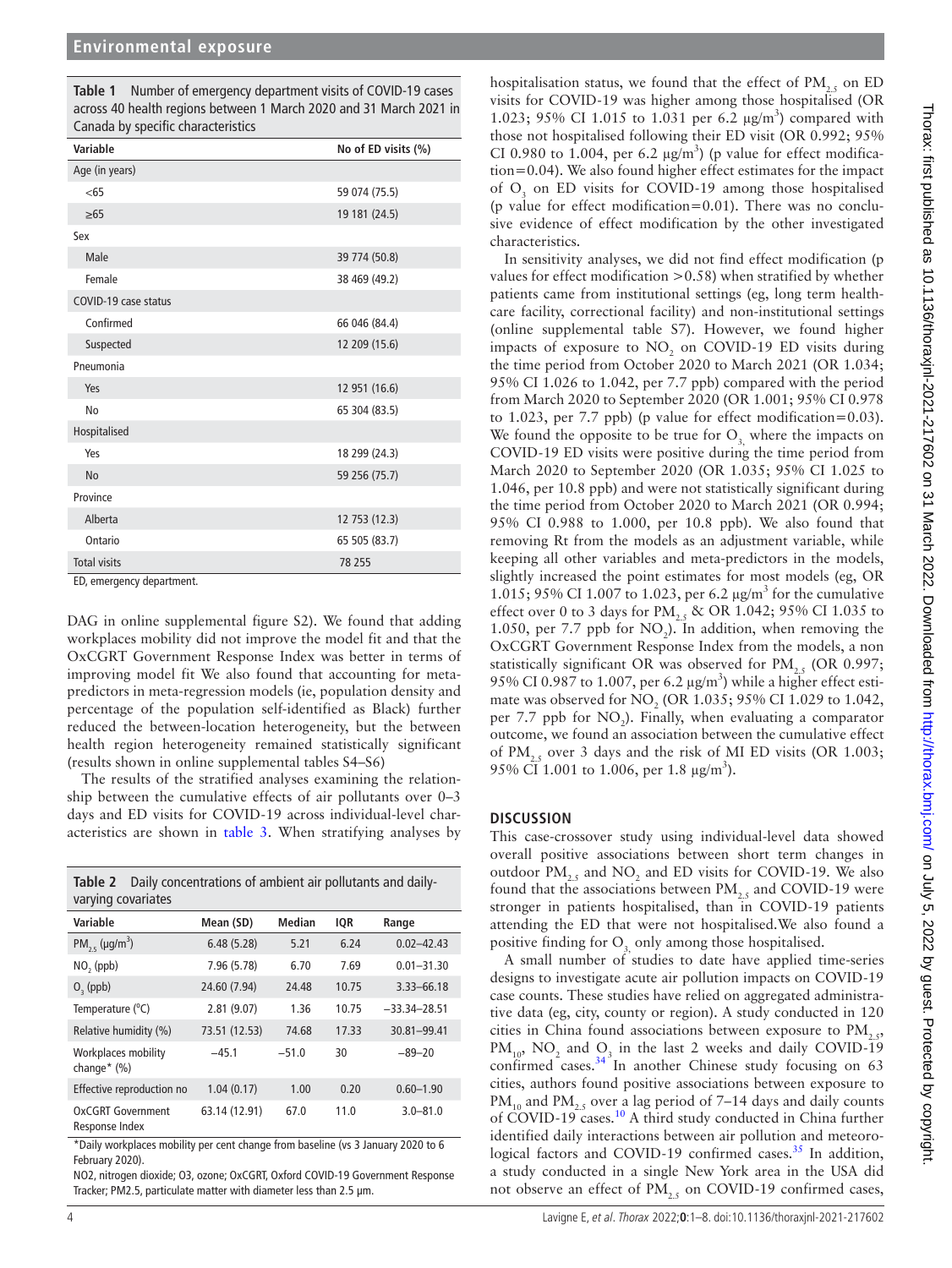**Table 1** Number of emergency department visits of COVID-19 cases across 40 health regions between 1 March 2020 and 31 March 2021 in Canada by specific characteristics

| Variable | No of ED visits (%) |
|---|---|
| Age (in years) | |
| <65 | 59 074 (75.5) |
| ≥65 | 19 181 (24.5) |
| Sex | |
| Male | 39 774 (50.8) |
| Female | 38 469 (49.2) |
| COVID-19 case status | |
| Confirmed | 66 046 (84.4) |
| Suspected | 12 209 (15.6) |
| Pneumonia | |
| Yes | 12 951 (16.6) |
| No | 65 304 (83.5) |
| Hospitalised | |
| Yes | 18 299 (24.3) |
| No | 59 256 (75.7) |
| Province | |
| Alberta | 12 753 (12.3) |
| Ontario | 65 505 (83.7) |
| Total visits | 78 255 |

ED, emergency department.

DAG in online supplemental figure S2). We found that adding workplaces mobility did not improve the model fit and that the OxCGRT Government Response Index was better in terms of improving model fit We also found that accounting for meta-predictors in meta-regression models (ie, population density and percentage of the population self-identified as Black) further reduced the between-location heterogeneity, but the between health region heterogeneity remained statistically significant (results shown in online supplemental tables S4–S6)

The results of the stratified analyses examining the relationship between the cumulative effects of air pollutants over 0–3 days and ED visits for COVID-19 across individual-level characteristics are shown in table 3. When stratifying analyses by hospitalisation status, we found that the effect of $PM_{2.5}$ on ED visits for COVID-19 was higher among those hospitalised (OR 1.023; 95% CI 1.015 to 1.031 per 6.2 µg/m$^3$) compared with those not hospitalised following their ED visit (OR 0.992; 95% CI 0.980 to 1.004, per 6.2 µg/m$^3$) (p value for effect modification=0.04). We also found higher effect estimates for the impact of $O_3$ on ED visits for COVID-19 among those hospitalised (p value for effect modification=0.01). There was no conclusive evidence of effect modification by the other investigated characteristics.

**Table 2** Daily concentrations of ambient air pollutants and daily-varying covariates

| Variable | Mean (SD) | Median | IQR | Range |
|---|---|---|---|---|
| $PM_{2.5}$ (µg/m$^3$) | 6.48 (5.28) | 5.21 | 6.24 | 0.02–42.43 |
| $NO_2$ (ppb) | 7.96 (5.78) | 6.70 | 7.69 | 0.01–31.30 |
| $O_3$ (ppb) | 24.60 (7.94) | 24.48 | 10.75 | 3.33–66.18 |
| Temperature (°C) | 2.81 (9.07) | 1.36 | 10.75 | −33.34–28.51 |
| Relative humidity (%) | 73.51 (12.53) | 74.68 | 17.33 | 30.81–99.41 |
| Workplaces mobility change* (%) | −45.1 | −51.0 | 30 | −89–20 |
| Effective reproduction no | 1.04 (0.17) | 1.00 | 0.20 | 0.60–1.90 |
| OxCGRT Government Response Index | 63.14 (12.91) | 67.0 | 11.0 | 3.0–81.0 |

*Daily workplaces mobility per cent change from baseline (vs 3 January 2020 to 6 February 2020).

NO2, nitrogen dioxide; O3, ozone; OxCGRT, Oxford COVID-19 Government Response Tracker; PM2.5, particulate matter with diameter less than 2.5 µm.

In sensitivity analyses, we did not find effect modification (p values for effect modification >0.58) when stratified by whether patients came from institutional settings (eg, long term healthcare facility, correctional facility) and non-institutional settings (online supplemental table S7). However, we found higher impacts of exposure to $NO_2$ on COVID-19 ED visits during the time period from October 2020 to March 2021 (OR 1.034; 95% CI 1.026 to 1.042, per 7.7 ppb) compared with the period from March 2020 to September 2020 (OR 1.001; 95% CI 0.978 to 1.023, per 7.7 ppb) (p value for effect modification=0.03). We found the opposite to be true for $O_3$, where the impacts on COVID-19 ED visits were positive during the time period from March 2020 to September 2020 (OR 1.035; 95% CI 1.025 to 1.046, per 10.8 ppb) and were not statistically significant during the time period from October 2020 to March 2021 (OR 0.994; 95% CI 0.988 to 1.000, per 10.8 ppb). We also found that removing Rt from the models as an adjustment variable, while keeping all other variables and meta-predictors in the models, slightly increased the point estimates for most models (eg, OR 1.015; 95% CI 1.007 to 1.023, per 6.2 µg/m$^3$ for the cumulative effect over 0 to 3 days for $PM_{2.5}$ & OR 1.042; 95% CI 1.035 to 1.050, per 7.7 ppb for $NO_2$). In addition, when removing the OxCGRT Government Response Index from the models, a non statistically significant OR was observed for $PM_{2.5}$ (OR 0.997; 95% CI 0.987 to 1.007, per 6.2 µg/m$^3$) while a higher effect estimate was observed for $NO_2$ (OR 1.035; 95% CI 1.029 to 1.042, per 7.7 ppb for $NO_2$). Finally, when evaluating a comparator outcome, we found an association between the cumulative effect of $PM_{2.5}$ over 3 days and the risk of MI ED visits (OR 1.003; 95% CI 1.001 to 1.006, per 1.8 µg/m$^3$).

## DISCUSSION

This case-crossover study using individual-level data showed overall positive associations between short term changes in outdoor $PM_{2.5}$ and $NO_2$ and ED visits for COVID-19. We also found that the associations between $PM_{2.5}$ and COVID-19 were stronger in patients hospitalised, than in COVID-19 patients attending the ED that were not hospitalised.We also found a positive finding for $O_3$, only among those hospitalised.

A small number of studies to date have applied time-series designs to investigate acute air pollution impacts on COVID-19 case counts. These studies have relied on aggregated administrative data (eg, city, county or region). A study conducted in 120 cities in China found associations between exposure to $PM_{2.5}$, $PM_{10}$, $NO_2$ and $O_3$ in the last 2 weeks and daily COVID-19 confirmed cases.[34] In another Chinese study focusing on 63 cities, authors found positive associations between exposure to $PM_{10}$ and $PM_{2.5}$ over a lag period of 7–14 days and daily counts of COVID-19 cases.[10] A third study conducted in China further identified daily interactions between air pollution and meteorological factors and COVID-19 confirmed cases.[35] In addition, a study conducted in a single New York area in the USA did not observe an effect of $PM_{2.5}$ on COVID-19 confirmed cases,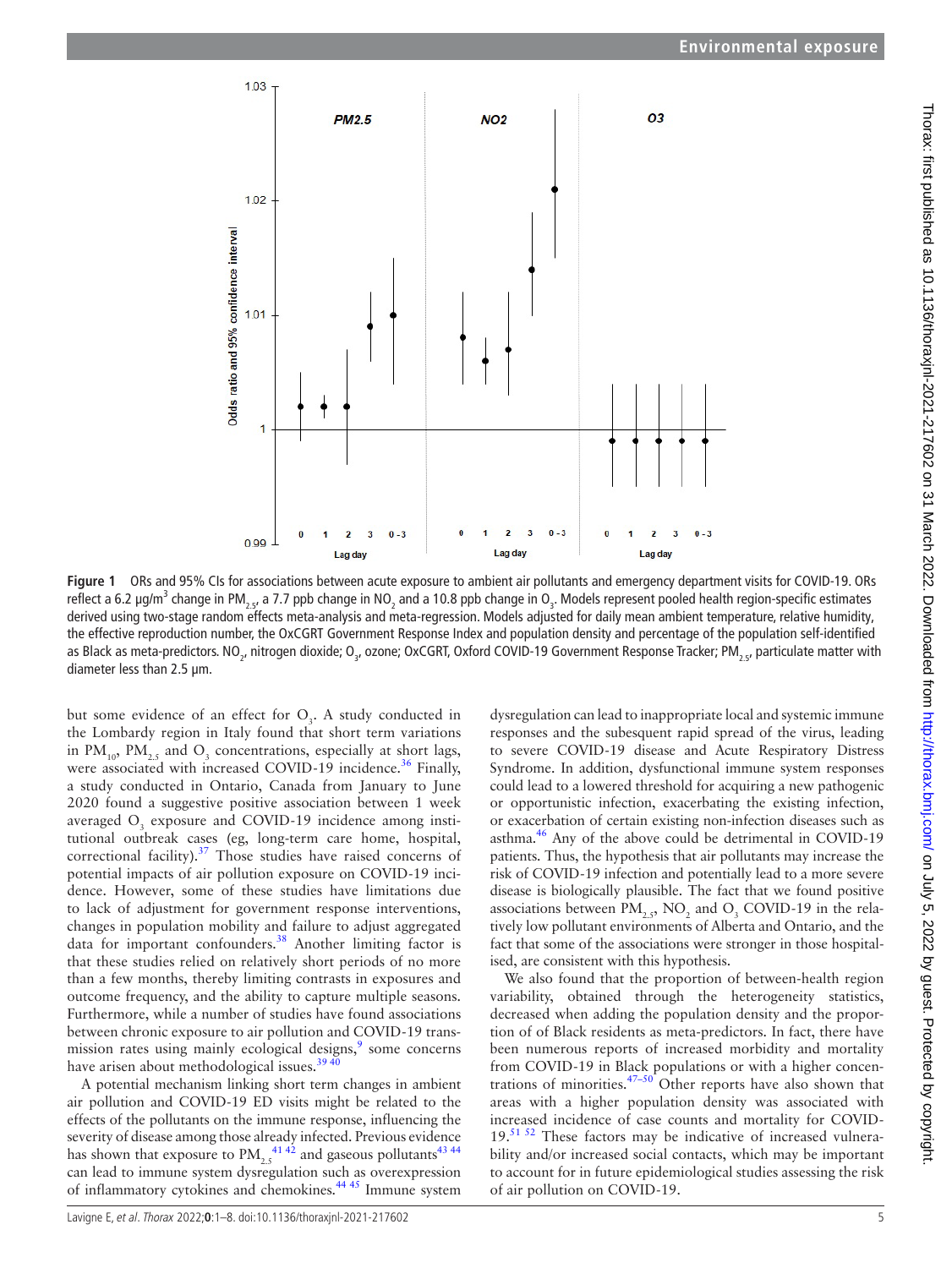**Figure 1** ORs and 95% CIs for associations between acute exposure to ambient air pollutants and emergency department visits for COVID-19. ORs reflect a 6.2 μg/m$^3$ change in $PM_{2.5}$, a 7.7 ppb change in $NO_2$ and a 10.8 ppb change in $O_3$. Models represent pooled health region-specific estimates derived using two-stage random effects meta-analysis and meta-regression. Models adjusted for daily mean ambient temperature, relative humidity, the effective reproduction number, the OxCGRT Government Response Index and population density and percentage of the population self-identified as Black as meta-predictors. $NO_2$, nitrogen dioxide; $O_3$, ozone; OxCGRT, Oxford COVID-19 Government Response Tracker; $PM_{2.5}$, particulate matter with diameter less than 2.5 μm.

but some evidence of an effect for $O_3$. A study conducted in the Lombardy region in Italy found that short term variations in $PM_{10}$, $PM_{2.5}$ and $O_3$ concentrations, especially at short lags, were associated with increased COVID-19 incidence.[36] Finally, a study conducted in Ontario, Canada from January to June 2020 found a suggestive positive association between 1 week averaged $O_3$ exposure and COVID-19 incidence among institutional outbreak cases (eg, long-term care home, hospital, correctional facility).[37] Those studies have raised concerns of potential impacts of air pollution exposure on COVID-19 incidence. However, some of these studies have limitations due to lack of adjustment for government response interventions, changes in population mobility and failure to adjust aggregated data for important confounders.[38] Another limiting factor is that these studies relied on relatively short periods of no more than a few months, thereby limiting contrasts in exposures and outcome frequency, and the ability to capture multiple seasons. Furthermore, while a number of studies have found associations between chronic exposure to air pollution and COVID-19 transmission rates using mainly ecological designs,[9] some concerns have arisen about methodological issues.[39 40]

A potential mechanism linking short term changes in ambient air pollution and COVID-19 ED visits might be related to the effects of the pollutants on the immune response, influencing the severity of disease among those already infected. Previous evidence has shown that exposure to $PM_{2.5}$[41 42] and gaseous pollutants[43 44] can lead to immune system dysregulation such as overexpression of inflammatory cytokines and chemokines.[44 45] Immune system dysregulation can lead to inappropriate local and systemic immune responses and the subsequent rapid spread of the virus, leading to severe COVID-19 disease and Acute Respiratory Distress Syndrome. In addition, dysfunctional immune system responses could lead to a lowered threshold for acquiring a new pathogenic or opportunistic infection, exacerbating the existing infection, or exacerbation of certain existing non-infection diseases such as asthma.[46] Any of the above could be detrimental in COVID-19 patients. Thus, the hypothesis that air pollutants may increase the risk of COVID-19 infection and potentially lead to a more severe disease is biologically plausible. The fact that we found positive associations between $PM_{2.5}$, $NO_2$ and $O_3$ COVID-19 in the relatively low pollutant environments of Alberta and Ontario, and the fact that some of the associations were stronger in those hospitalised, are consistent with this hypothesis.

We also found that the proportion of between-health region variability, obtained through the heterogeneity statistics, decreased when adding the population density and the proportion of of Black residents as meta-predictors. In fact, there have been numerous reports of increased morbidity and mortality from COVID-19 in Black populations or with a higher concentrations of minorities.[47–50] Other reports have also shown that areas with a higher population density was associated with increased incidence of case counts and mortality for COVID-19.[51 52] These factors may be indicative of increased vulnerability and/or increased social contacts, which may be important to account for in future epidemiological studies assessing the risk of air pollution on COVID-19.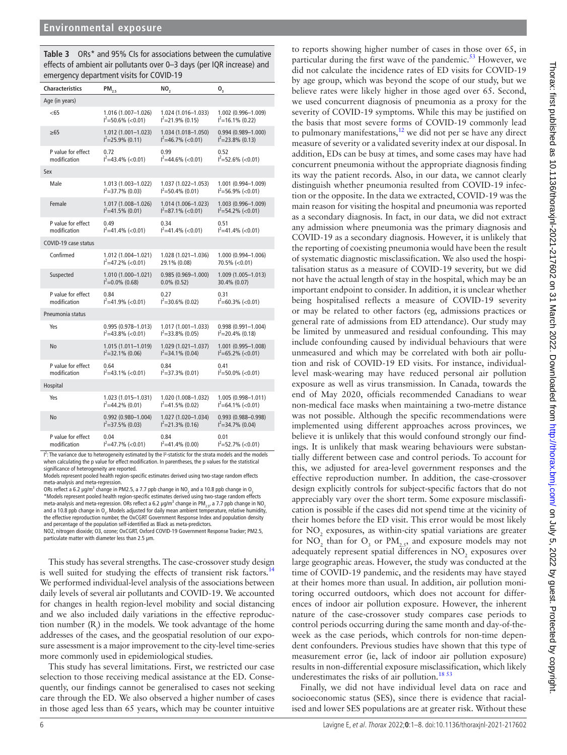**Table 3** ORs* and 95% CIs for associations between the cumulative effects of ambient air pollutants over 0–3 days (per IQR increase) and emergency department visits for COVID-19

| Characteristics | $PM_{2.5}$ | $NO_2$ | $O_3$ |
|---|---|---|---|
| **Age (in years)** | | | |
| <65 | 1.016 (1.007–1.026) $I^2$=50.6% (<0.01) | 1.024 (1.016–1.033) $I^2$=21.9% (0.15) | 1.002 (0.996–1.009) $I^2$=16.1% (0.22) |
| ≥65 | 1.012 (1.001–1.023) $I^2$=25.9% (0.11) | 1.034 (1.018–1.050) $I^2$=46.7% (<0.01) | 0.994 (0.989–1.000) $I^2$=23.8% (0.13) |
| P value for effect modification | 0.72 $I^2$=43.4% (<0.01) | 0.99 $I^2$=44.6% (<0.01) | 0.52 $I^2$=52.6% (<0.01) |
| **Sex** | | | |
| Male | 1.013 (1.003–1.022) $I^2$=37.7% (0.03) | 1.037 (1.022–1.053) $I^2$=50.4% (0.01) | 1.001 (0.994–1.009) $I^2$=56.9% (<0.01) |
| Female | 1.017 (1.008–1.026) $I^2$=41.5% (0.01) | 1.014 (1.006–1.023) $I^2$=87.1% (<0.01) | 1.003 (0.996–1.009) $I^2$=54.2% (<0.01) |
| P value for effect modification | 0.49 $I^2$=41.4% (<0.01) | 0.34 $I^2$=41.4% (<0.01) | 0.51 $I^2$=41.4% (<0.01) |
| **COVID-19 case status** | | | |
| Confirmed | 1.012 (1.004–1.021) $I^2$=47.2% (<0.01) | 1.028 (1.021–1.036) 29.1% (0.08) | 1.000 (0.994–1.006) 70.5% (<0.01) |
| Suspected | 1.010 (1.000–1.021) $I^2$=0.0% (0.68) | 0.985 (0.969–1.000) 0.0% (0.52) | 1.009 (1.005–1.013) 30.4% (0.07) |
| P value for effect modification | 0.84 $I^2$=41.9% (<0.01) | 0.27 $I^2$=30.6% (0.02) | 0.31 $I^2$=60.3% (<0.01) |
| **Pneumonia status** | | | |
| Yes | 0.995 (0.978–1.013) $I^2$=43.8% (<0.01) | 1.017 (1.001–1.033) $I^2$=33.8% (0.05) | 0.998 (0.991–1.004) $I^2$=20.4% (0.18) |
| No | 1.015 (1.011–1.019) $I^2$=32.1% (0.06) | 1.029 (1.021–1.037) $I^2$=34.1% (0.04) | 1.001 (0.995–1.008) $I^2$=65.2% (<0.01) |
| P value for effect modification | 0.64 $I^2$=43.1% (<0.01) | 0.84 $I^2$=37.3% (0.01) | 0.41 $I^2$=50.0% (<0.01) |
| **Hospital** | | | |
| Yes | 1.023 (1.015–1.031) $I^2$=44.2% (0.01) | 1.020 (1.008–1.032) $I^2$=41.5% (0.02) | 1.005 (0.998–1.011) $I^2$=64.1% (<0.01) |
| No | 0.992 (0.980–1.004) $I^2$=37.5% (0.03) | 1.027 (1.020–1.034) $I^2$=21.3% (0.16) | 0.993 (0.988–0.998) $I^2$=34.7% (0.04) |
| P value for effect modification | 0.04 $I^2$=47.7% (<0.01) | 0.84 $I^2$=41.4% (0.00) | 0.01 $I^2$=52.7% (<0.01) |

$I^2$: The variance due to heterogeneity estimated by the $I^2$-statistic for the strata models and the models when calculating the p value for effect modification. In parentheses, the p values for the statistical significance of heterogeneity are reported.

Models represent pooled health region-specific estimates derived using two-stage random effects meta-analysis and meta-regression.

ORs reflect a 6.2 μg/m³ change in PM2.5, a 7.7 ppb change in $NO_2$ and a 10.8 ppb change in $O_3$

*Models represent pooled health region-specific estimates derived using two-stage random effects meta-analysis and meta-regression. ORs reflect a 6.2 μg/m³ change in $PM_{2.5}$, a 7.7 ppb change in $NO_2$ and a 10.8 ppb change in $O_3$. Models adjusted for daily mean ambient temperature, relative humidity, the effective reproduction number, the OxCGRT Government Response Index and population density and percentage of the population self-identified as Black as meta-predictors.

NO2, nitrogen dioxide; O3, ozone; OxCGRT, Oxford COVID-19 Government Response Tracker; PM2.5, particulate matter with diameter less than 2.5 µm.

This study has several strengths. The case-crossover study design is well suited for studying the effects of transient risk factors.[14] We performed individual-level analysis of the associations between daily levels of several air pollutants and COVID-19. We accounted for changes in health region-level mobility and social distancing and we also included daily variations in the effective reproduction number ($R_t$) in the models. We took advantage of the home addresses of the cases, and the geospatial resolution of our exposure assessment is a major improvement to the city-level time-series more commonly used in epidemiological studies.

This study has several limitations. First, we restricted our case selection to those receiving medical assistance at the ED. Consequently, our findings cannot be generalised to cases not seeking care through the ED. We also observed a higher number of cases in those aged less than 65 years, which may be counter intuitive to reports showing higher number of cases in those over 65, in particular during the first wave of the pandemic.[53] However, we did not calculate the incidence rates of ED visits for COVID-19 by age group, which was beyond the scope of our study, but we believe rates were likely higher in those aged over 65. Second, we used concurrent diagnosis of pneumonia as a proxy for the severity of COVID-19 symptoms. While this may be justified on the basis that most severe forms of COVID-19 commonly lead to pulmonary manifestations,[12] we did not per se have any direct measure of severity or a validated severity index at our disposal. In addition, EDs can be busy at times, and some cases may have had concurrent pneumonia without the appropriate diagnosis finding its way the patient records. Also, in our data, we cannot clearly distinguish whether pneumonia resulted from COVID-19 infection or the opposite. In the data we extracted, COVID-19 was the main reason for visiting the hospital and pneumonia was reported as a secondary diagnosis. In fact, in our data, we did not extract any admission where pneumonia was the primary diagnosis and COVID-19 as a secondary diagnosis. However, it is unlikely that the reporting of coexisting pneumonia would have been the result of systematic diagnostic misclassification. We also used the hospitalisation status as a measure of COVID-19 severity, but we did not have the actual length of stay in the hospital, which may be an important endpoint to consider. In addition, it is unclear whether being hospitalised reflects a measure of COVID-19 severity or may be related to other factors (eg, admissions practices or general rate of admissions from ED attendance). Our study may be limited by unmeasured and residual confounding. This may include confounding caused by individual behaviours that were unmeasured and which may be correlated with both air pollution and risk of COVID-19 ED visits. For instance, individual-level mask-wearing may have reduced personal air pollution exposure as well as virus transmission. In Canada, towards the end of May 2020, officials recommended Canadians to wear non-medical face masks when maintaining a two-metre distance was not possible. Although the specific recommendations were implemented using different approaches across provinces, we believe it is unlikely that this would confound strongly our findings. It is unlikely that mask wearing behaviours were substantially different between case and control periods. To account for this, we adjusted for area-level government responses and the effective reproduction number. In addition, the case-crossover design explicitly controls for subject-specific factors that do not appreciably vary over the short term. Some exposure misclassification is possible if the cases did not spend time at the vicinity of their homes before the ED visit. This error would be most likely for $NO_2$ exposures, as within-city spatial variations are greater for $NO_2$ than for $O_3$ or $PM_{2.5}$, and exposure models may not adequately represent spatial differences in $NO_2$ exposures over large geographic areas. However, the study was conducted at the time of COVID-19 pandemic, and the residents may have stayed at their homes more than usual. In addition, air pollution monitoring occurred outdoors, which does not account for differences of indoor air pollution exposure. However, the inherent nature of the case-crossover study compares case periods to control periods occurring during the same month and day-of-the-week as the case periods, which controls for non-time dependent confounders. Previous studies have shown that this type of measurement error (ie, lack of indoor air pollution exposure) results in non-differential exposure misclassification, which likely underestimates the risks of air pollution.[18,53]

Finally, we did not have individual level data on race and socioeconomic status (SES), since there is evidence that racialised and lower SES populations are at greater risk. Without these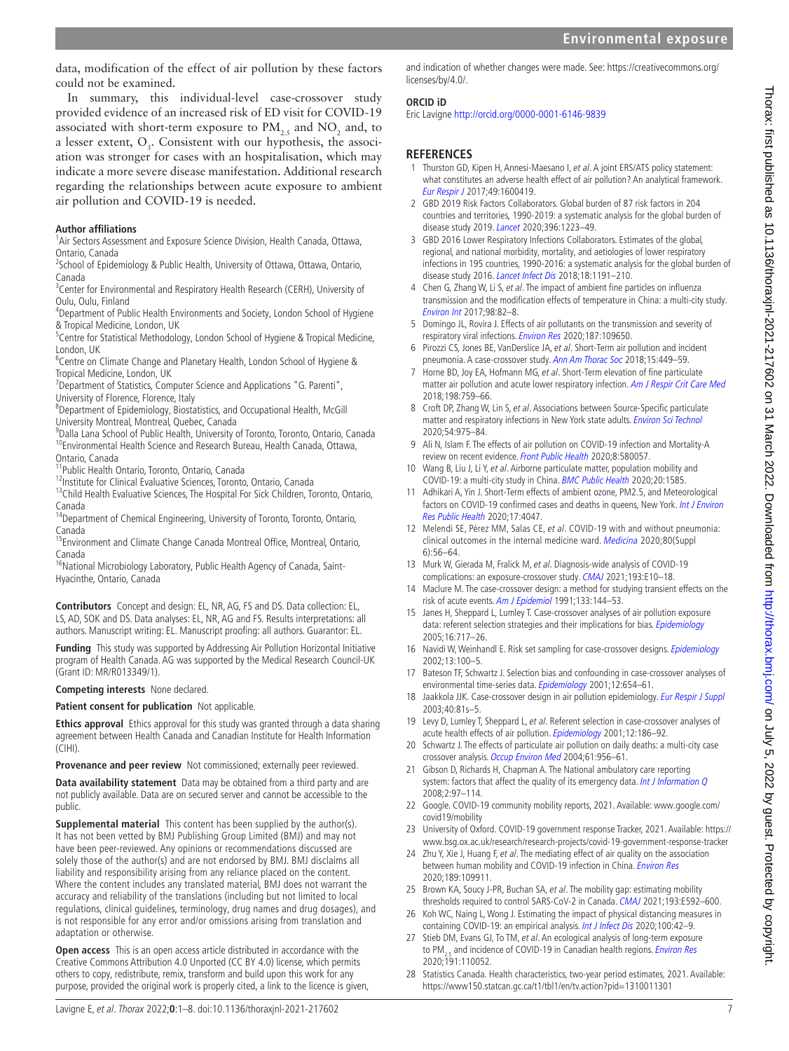data, modification of the effect of air pollution by these factors could not be examined.

In summary, this individual-level case-crossover study provided evidence of an increased risk of ED visit for COVID-19 associated with short-term exposure to $PM_{2.5}$ and $NO_2$ and, to a lesser extent, $O_3$. Consistent with our hypothesis, the association was stronger for cases with an hospitalisation, which may indicate a more severe disease manifestation. Additional research regarding the relationships between acute exposure to ambient air pollution and COVID-19 is needed.

**Author affiliations**

[1]Air Sectors Assessment and Exposure Science Division, Health Canada, Ottawa, Ontario, Canada
[2]School of Epidemiology & Public Health, University of Ottawa, Ottawa, Ontario, Canada
[3]Center for Environmental and Respiratory Health Research (CERH), University of Oulu, Oulu, Finland
[4]Department of Public Health Environments and Society, London School of Hygiene & Tropical Medicine, London, UK
[5]Centre for Statistical Methodology, London School of Hygiene & Tropical Medicine, London, UK
[6]Centre on Climate Change and Planetary Health, London School of Hygiene & Tropical Medicine, London, UK
[7]Department of Statistics, Computer Science and Applications "G. Parenti", University of Florence, Florence, Italy
[8]Department of Epidemiology, Biostatistics, and Occupational Health, McGill University Montreal, Montreal, Quebec, Canada
[9]Dalla Lana School of Public Health, University of Toronto, Toronto, Ontario, Canada
[10]Environmental Health Science and Research Bureau, Health Canada, Ottawa, Ontario, Canada
[11]Public Health Ontario, Toronto, Ontario, Canada
[12]Institute for Clinical Evaluative Sciences, Toronto, Ontario, Canada
[13]Child Health Evaluative Sciences, The Hospital For Sick Children, Toronto, Ontario, Canada
[14]Department of Chemical Engineering, University of Toronto, Toronto, Ontario, Canada
[15]Environment and Climate Change Canada Montreal Office, Montreal, Ontario, Canada
[16]National Microbiology Laboratory, Public Health Agency of Canada, Saint-Hyacinthe, Ontario, Canada

**Contributors** Concept and design: EL, NR, AG, FS and DS. Data collection: EL, LS, AD, SOK and DS. Data analyses: EL, NR, AG and FS. Results interpretations: all authors. Manuscript writing: EL. Manuscript proofing: all authors. Guarantor: EL.

**Funding** This study was supported by Addressing Air Pollution Horizontal Initiative program of Health Canada. AG was supported by the Medical Research Council-UK (Grant ID: MR/R013349/1).

**Competing interests** None declared.

**Patient consent for publication** Not applicable.

**Ethics approval** Ethics approval for this study was granted through a data sharing agreement between Health Canada and Canadian Institute for Health Information (CIHI).

**Provenance and peer review** Not commissioned; externally peer reviewed.

**Data availability statement** Data may be obtained from a third party and are not publicly available. Data are on secured server and cannot be accessible to the public.

**Supplemental material** This content has been supplied by the author(s). It has not been vetted by BMJ Publishing Group Limited (BMJ) and may not have been peer-reviewed. Any opinions or recommendations discussed are solely those of the author(s) and are not endorsed by BMJ. BMJ disclaims all liability and responsibility arising from any reliance placed on the content. Where the content includes any translated material, BMJ does not warrant the accuracy and reliability of the translations (including but not limited to local regulations, clinical guidelines, terminology, drug names and drug dosages), and is not responsible for any error and/or omissions arising from translation and adaptation or otherwise.

**Open access** This is an open access article distributed in accordance with the Creative Commons Attribution 4.0 Unported (CC BY 4.0) license, which permits others to copy, redistribute, remix, transform and build upon this work for any purpose, provided the original work is properly cited, a link to the licence is given, and indication of whether changes were made. See: https://creativecommons.org/licenses/by/4.0/.

**ORCID iD**

Eric Lavigne http://orcid.org/0000-0001-6146-9839

## REFERENCES

1. Thurston GD, Kipen H, Annesi-Maesano I, *et al*. A joint ERS/ATS policy statement: what constitutes an adverse health effect of air pollution? An analytical framework. *Eur Respir J* 2017;49:1600419.
2. GBD 2019 Risk Factors Collaborators. Global burden of 87 risk factors in 204 countries and territories, 1990-2019: a systematic analysis for the global burden of disease study 2019. *Lancet* 2020;396:1223–49.
3. GBD 2016 Lower Respiratory Infections Collaborators. Estimates of the global, regional, and national morbidity, mortality, and aetiologies of lower respiratory infections in 195 countries, 1990-2016: a systematic analysis for the global burden of disease study 2016. *Lancet Infect Dis* 2018;18:1191–210.
4. Chen G, Zhang W, Li S, *et al*. The impact of ambient fine particles on influenza transmission and the modification effects of temperature in China: a multi-city study. *Environ Int* 2017;98:82–8.
5. Domingo JL, Rovira J. Effects of air pollutants on the transmission and severity of respiratory viral infections. *Environ Res* 2020;187:109650.
6. Pirozzi CS, Jones BE, VanDerslice JA, *et al*. Short-Term air pollution and incident pneumonia. A case-crossover study. *Ann Am Thorac Soc* 2018;15:449–59.
7. Horne BD, Joy EA, Hofmann MG, *et al*. Short-Term elevation of fine particulate matter air pollution and acute lower respiratory infection. *Am J Respir Crit Care Med* 2018;198:759–66.
8. Croft DP, Zhang W, Lin S, *et al*. Associations between Source-Specific particulate matter and respiratory infections in New York state adults. *Environ Sci Technol* 2020;54:975–84.
9. Ali N, Islam F. The effects of air pollution on COVID-19 infection and Mortality-A review on recent evidence. *Front Public Health* 2020;8:580057.
10. Wang B, Liu J, Li Y, *et al*. Airborne particulate matter, population mobility and COVID-19: a multi-city study in China. *BMC Public Health* 2020;20:1585.
11. Adhikari A, Yin J. Short-Term effects of ambient ozone, PM2.5, and Meteorological factors on COVID-19 confirmed cases and deaths in queens, New York. *Int J Environ Res Public Health* 2020;17:4047.
12. Melendi SE, Pérez MM, Salas CE, *et al*. COVID-19 with and without pneumonia: clinical outcomes in the internal medicine ward. *Medicina* 2020;80(Suppl 6):56–64.
13. Murk W, Gierada M, Fralick M, *et al*. Diagnosis-wide analysis of COVID-19 complications: an exposure-crossover study. *CMAJ* 2021;193:E10–18.
14. Maclure M. The case-crossover design: a method for studying transient effects on the risk of acute events. *Am J Epidemiol* 1991;133:144–53.
15. Janes H, Sheppard L, Lumley T. Case-crossover analyses of air pollution exposure data: referent selection strategies and their implications for bias. *Epidemiology* 2005;16:717–26.
16. Navidi W, Weinhandl E. Risk set sampling for case-crossover designs. *Epidemiology* 2002;13:100–5.
17. Bateson TF, Schwartz J. Selection bias and confounding in case-crossover analyses of environmental time-series data. *Epidemiology* 2001;12:654–61.
18. Jaakkola JJK. Case-crossover design in air pollution epidemiology. *Eur Respir J Suppl* 2003;40:81s–5.
19. Levy D, Lumley T, Sheppard L, *et al*. Referent selection in case-crossover analyses of acute health effects of air pollution. *Epidemiology* 2001;12:186–92.
20. Schwartz J. The effects of particulate air pollution on daily deaths: a multi-city case crossover analysis. *Occup Environ Med* 2004;61:956–61.
21. Gibson D, Richards H, Chapman A. The National ambulatory care reporting system: factors that affect the quality of its emergency data. *Int J Information Q* 2008;2:97–114.
22. Google. COVID-19 community mobility reports, 2021. Available: www.google.com/covid19/mobility
23. University of Oxford. COVID-19 government response Tracker, 2021. Available: https://www.bsg.ox.ac.uk/research/research-projects/covid-19-government-response-tracker
24. Zhu Y, Xie J, Huang F, *et al*. The mediating effect of air quality on the association between human mobility and COVID-19 infection in China. *Environ Res* 2020;189:109911.
25. Brown KA, Soucy J-PR, Buchan SA, *et al*. The mobility gap: estimating mobility thresholds required to control SARS-CoV-2 in Canada. *CMAJ* 2021;193:E592–600.
26. Koh WC, Naing L, Wong J. Estimating the impact of physical distancing measures in containing COVID-19: an empirical analysis. *Int J Infect Dis* 2020;100:42–9.
27. Stieb DM, Evans GJ, To TM, *et al*. An ecological analysis of long-term exposure to $PM_{2.5}$ and incidence of COVID-19 in Canadian health regions. *Environ Res* 2020;191:110052.
28. Statistics Canada. Health characteristics, two-year period estimates, 2021. Available: https://www150.statcan.gc.ca/t1/tbl1/en/tv.action?pid=1310011301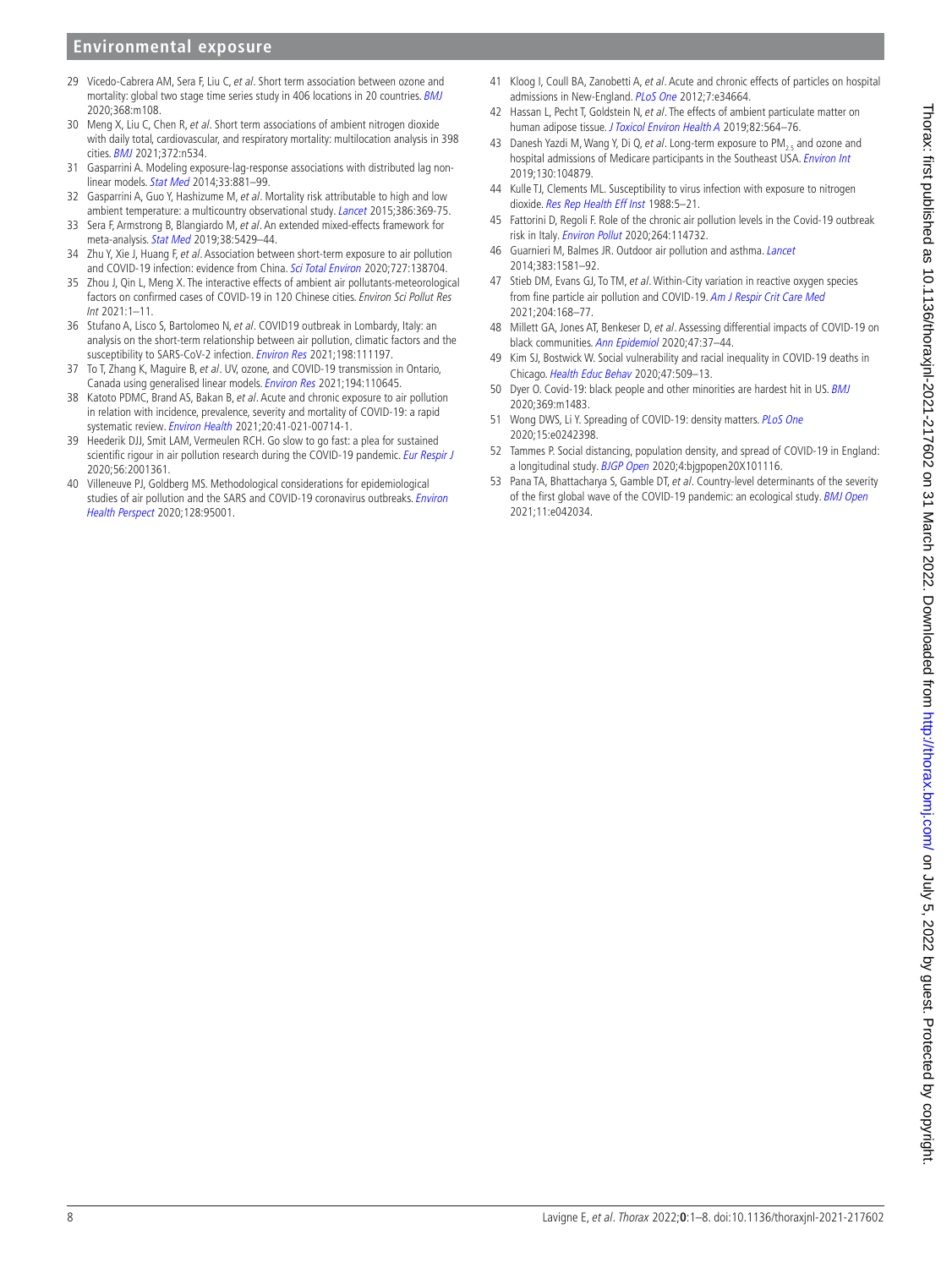29 Vicedo-Cabrera AM, Sera F, Liu C, *et al*. Short term association between ozone and mortality: global two stage time series study in 406 locations in 20 countries. *BMJ* 2020;368:m108.

30 Meng X, Liu C, Chen R, *et al*. Short term associations of ambient nitrogen dioxide with daily total, cardiovascular, and respiratory mortality: multilocation analysis in 398 cities. *BMJ* 2021;372:n534.

31 Gasparrini A. Modeling exposure-lag-response associations with distributed lag non-linear models. *Stat Med* 2014;33:881–99.

32 Gasparrini A, Guo Y, Hashizume M, *et al*. Mortality risk attributable to high and low ambient temperature: a multicountry observational study. *Lancet* 2015;386:369-75.

33 Sera F, Armstrong B, Blangiardo M, *et al*. An extended mixed-effects framework for meta-analysis. *Stat Med* 2019;38:5429–44.

34 Zhu Y, Xie J, Huang F, *et al*. Association between short-term exposure to air pollution and COVID-19 infection: evidence from China. *Sci Total Environ* 2020;727:138704.

35 Zhou J, Qin L, Meng X. The interactive effects of ambient air pollutants-meteorological factors on confirmed cases of COVID-19 in 120 Chinese cities. *Environ Sci Pollut Res Int* 2021:1–11.

36 Stufano A, Lisco S, Bartolomeo N, *et al*. COVID19 outbreak in Lombardy, Italy: an analysis on the short-term relationship between air pollution, climatic factors and the susceptibility to SARS-CoV-2 infection. *Environ Res* 2021;198:111197.

37 To T, Zhang K, Maguire B, *et al*. UV, ozone, and COVID-19 transmission in Ontario, Canada using generalised linear models. *Environ Res* 2021;194:110645.

38 Katoto PDMC, Brand AS, Bakan B, *et al*. Acute and chronic exposure to air pollution in relation with incidence, prevalence, severity and mortality of COVID-19: a rapid systematic review. *Environ Health* 2021;20:41-021-00714-1.

39 Heederik DJJ, Smit LAM, Vermeulen RCH. Go slow to go fast: a plea for sustained scientific rigour in air pollution research during the COVID-19 pandemic. *Eur Respir J* 2020;56:2001361.

40 Villeneuve PJ, Goldberg MS. Methodological considerations for epidemiological studies of air pollution and the SARS and COVID-19 coronavirus outbreaks. *Environ Health Perspect* 2020;128:95001.

41 Kloog I, Coull BA, Zanobetti A, *et al*. Acute and chronic effects of particles on hospital admissions in New-England. *PLoS One* 2012;7:e34664.

42 Hassan L, Pecht T, Goldstein N, *et al*. The effects of ambient particulate matter on human adipose tissue. *J Toxicol Environ Health A* 2019;82:564–76.

43 Danesh Yazdi M, Wang Y, Di Q, *et al*. Long-term exposure to $PM_{2.5}$ and ozone and hospital admissions of Medicare participants in the Southeast USA. *Environ Int* 2019;130:104879.

44 Kulle TJ, Clements ML. Susceptibility to virus infection with exposure to nitrogen dioxide. *Res Rep Health Eff Inst* 1988:5–21.

45 Fattorini D, Regoli F. Role of the chronic air pollution levels in the Covid-19 outbreak risk in Italy. *Environ Pollut* 2020;264:114732.

46 Guarnieri M, Balmes JR. Outdoor air pollution and asthma. *Lancet* 2014;383:1581–92.

47 Stieb DM, Evans GJ, To TM, *et al*. Within-City variation in reactive oxygen species from fine particle air pollution and COVID-19. *Am J Respir Crit Care Med* 2021;204:168–77.

48 Millett GA, Jones AT, Benkeser D, *et al*. Assessing differential impacts of COVID-19 on black communities. *Ann Epidemiol* 2020;47:37–44.

49 Kim SJ, Bostwick W. Social vulnerability and racial inequality in COVID-19 deaths in Chicago. *Health Educ Behav* 2020;47:509–13.

50 Dyer O. Covid-19: black people and other minorities are hardest hit in US. *BMJ* 2020;369:m1483.

51 Wong DWS, Li Y. Spreading of COVID-19: density matters. *PLoS One* 2020;15:e0242398.

52 Tammes P. Social distancing, population density, and spread of COVID-19 in England: a longitudinal study. *BJGP Open* 2020;4:bjgpopen20X101116.

53 Pana TA, Bhattacharya S, Gamble DT, *et al*. Country-level determinants of the severity of the first global wave of the COVID-19 pandemic: an ecological study. *BMJ Open* 2021;11:e042034.